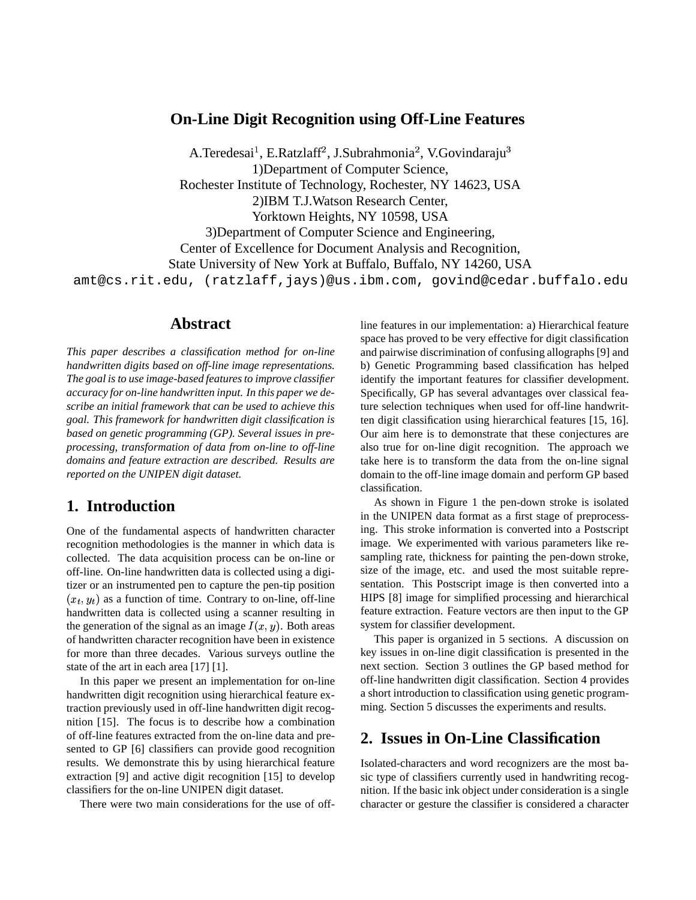# On-Line Digit Recognition using Off-Line Features

A.Teredesai[1], E.Ratzlaff[2], J.Subrahmonia[2], V.Govindaraju[3]
1)Department of Computer Science,
Rochester Institute of Technology, Rochester, NY 14623, USA
2)IBM T.J.Watson Research Center,
Yorktown Heights, NY 10598, USA
3)Department of Computer Science and Engineering,
Center of Excellence for Document Analysis and Recognition,
State University of New York at Buffalo, Buffalo, NY 14260, USA
amt@cs.rit.edu, (ratzlaff,jays)@us.ibm.com, govind@cedar.buffalo.edu

## Abstract

*This paper describes a classification method for on-line handwritten digits based on off-line image representations. The goal is to use image-based features to improve classifier accuracy for on-line handwritten input. In this paper we describe an initial framework that can be used to achieve this goal. This framework for handwritten digit classification is based on genetic programming (GP). Several issues in pre-processing, transformation of data from on-line to off-line domains and feature extraction are described. Results are reported on the UNIPEN digit dataset.*

## 1. Introduction

One of the fundamental aspects of handwritten character recognition methodologies is the manner in which data is collected. The data acquisition process can be on-line or off-line. On-line handwritten data is collected using a digitizer or an instrumented pen to capture the pen-tip position $(x_t, y_t)$ as a function of time. Contrary to on-line, off-line handwritten data is collected using a scanner resulting in the generation of the signal as an image $I(x, y)$. Both areas of handwritten character recognition have been in existence for more than three decades. Various surveys outline the state of the art in each area [17] [1].

In this paper we present an implementation for on-line handwritten digit recognition using hierarchical feature extraction previously used in off-line handwritten digit recognition [15]. The focus is to describe how a combination of off-line features extracted from the on-line data and presented to GP [6] classifiers can provide good recognition results. We demonstrate this by using hierarchical feature extraction [9] and active digit recognition [15] to develop classifiers for the on-line UNIPEN digit dataset.

There were two main considerations for the use of off-line features in our implementation: a) Hierarchical feature space has proved to be very effective for digit classification and pairwise discrimination of confusing allographs [9] and b) Genetic Programming based classification has helped identify the important features for classifier development. Specifically, GP has several advantages over classical feature selection techniques when used for off-line handwritten digit classification using hierarchical features [15, 16]. Our aim here is to demonstrate that these conjectures are also true for on-line digit recognition. The approach we take here is to transform the data from the on-line signal domain to the off-line image domain and perform GP based classification.

As shown in Figure 1 the pen-down stroke is isolated in the UNIPEN data format as a first stage of preprocessing. This stroke information is converted into a Postscript image. We experimented with various parameters like re-sampling rate, thickness for painting the pen-down stroke, size of the image, etc. and used the most suitable representation. This Postscript image is then converted into a HIPS [8] image for simplified processing and hierarchical feature extraction. Feature vectors are then input to the GP system for classifier development.

This paper is organized in 5 sections. A discussion on key issues in on-line digit classification is presented in the next section. Section 3 outlines the GP based method for off-line handwritten digit classification. Section 4 provides a short introduction to classification using genetic programming. Section 5 discusses the experiments and results.

## 2. Issues in On-Line Classification

Isolated-characters and word recognizers are the most basic type of classifiers currently used in handwriting recognition. If the basic ink object under consideration is a single character or gesture the classifier is considered a character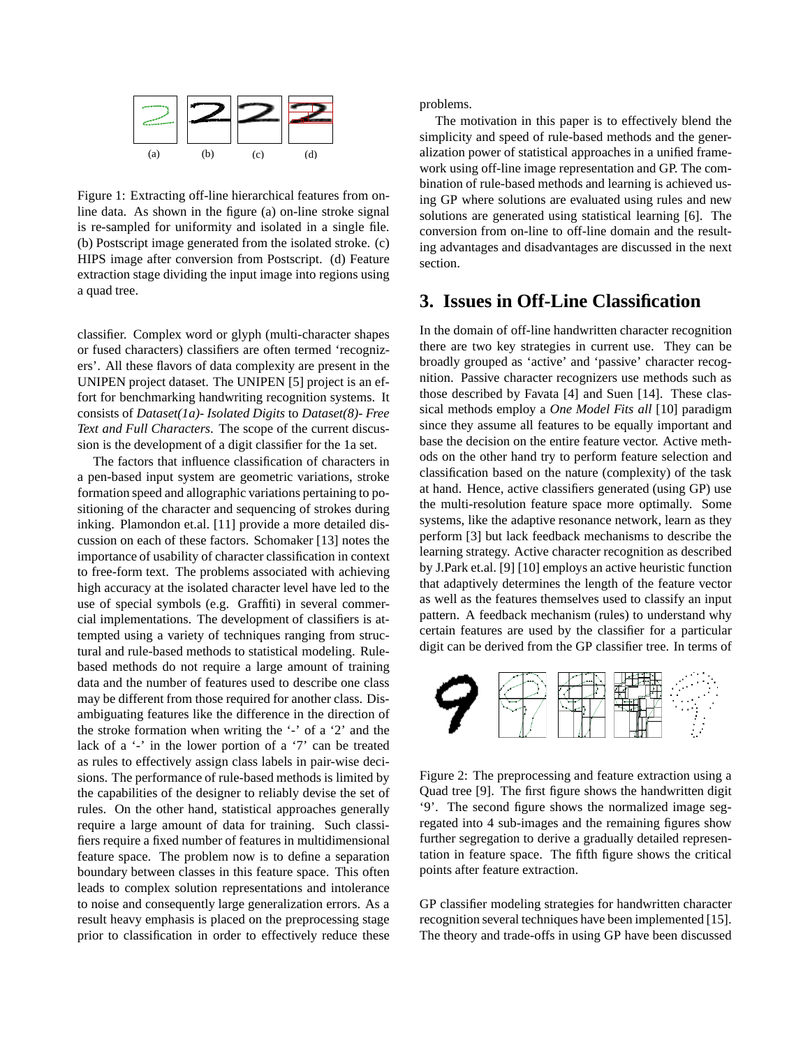(a) (b) (c) (d)

Figure 1: Extracting off-line hierarchical features from on-line data. As shown in the figure (a) on-line stroke signal is re-sampled for uniformity and isolated in a single file. (b) Postscript image generated from the isolated stroke. (c) HIPS image after conversion from Postscript. (d) Feature extraction stage dividing the input image into regions using a quad tree.

classifier. Complex word or glyph (multi-character shapes or fused characters) classifiers are often termed 'recognizers'. All these flavors of data complexity are present in the UNIPEN project dataset. The UNIPEN [5] project is an effort for benchmarking handwriting recognition systems. It consists of *Dataset(1a)- Isolated Digits* to *Dataset(8)- Free Text and Full Characters*. The scope of the current discussion is the development of a digit classifier for the 1a set.

The factors that influence classification of characters in a pen-based input system are geometric variations, stroke formation speed and allographic variations pertaining to positioning of the character and sequencing of strokes during inking. Plamondon et.al. [11] provide a more detailed discussion on each of these factors. Schomaker [13] notes the importance of usability of character classification in context to free-form text. The problems associated with achieving high accuracy at the isolated character level have led to the use of special symbols (e.g. Graffiti) in several commercial implementations. The development of classifiers is attempted using a variety of techniques ranging from structural and rule-based methods to statistical modeling. Rule-based methods do not require a large amount of training data and the number of features used to describe one class may be different from those required for another class. Disambiguating features like the difference in the direction of the stroke formation when writing the '-' of a '2' and the lack of a '-' in the lower portion of a '7' can be treated as rules to effectively assign class labels in pair-wise decisions. The performance of rule-based methods is limited by the capabilities of the designer to reliably devise the set of rules. On the other hand, statistical approaches generally require a large amount of data for training. Such classifiers require a fixed number of features in multidimensional feature space. The problem now is to define a separation boundary between classes in this feature space. This often leads to complex solution representations and intolerance to noise and consequently large generalization errors. As a result heavy emphasis is placed on the preprocessing stage prior to classification in order to effectively reduce these problems.

The motivation in this paper is to effectively blend the simplicity and speed of rule-based methods and the generalization power of statistical approaches in a unified framework using off-line image representation and GP. The combination of rule-based methods and learning is achieved using GP where solutions are evaluated using rules and new solutions are generated using statistical learning [6]. The conversion from on-line to off-line domain and the resulting advantages and disadvantages are discussed in the next section.

## 3. Issues in Off-Line Classification

In the domain of off-line handwritten character recognition there are two key strategies in current use. They can be broadly grouped as 'active' and 'passive' character recognition. Passive character recognizers use methods such as those described by Favata [4] and Suen [14]. These classical methods employ a *One Model Fits all* [10] paradigm since they assume all features to be equally important and base the decision on the entire feature vector. Active methods on the other hand try to perform feature selection and classification based on the nature (complexity) of the task at hand. Hence, active classifiers generated (using GP) use the multi-resolution feature space more optimally. Some systems, like the adaptive resonance network, learn as they perform [3] but lack feedback mechanisms to describe the learning strategy. Active character recognition as described by J.Park et.al. [9] [10] employs an active heuristic function that adaptively determines the length of the feature vector as well as the features themselves used to classify an input pattern. A feedback mechanism (rules) to understand why certain features are used by the classifier for a particular digit can be derived from the GP classifier tree. In terms of GP classifier modeling strategies for handwritten character recognition several techniques have been implemented [15]. The theory and trade-offs in using GP have been discussed

Figure 2: The preprocessing and feature extraction using a Quad tree [9]. The first figure shows the handwritten digit '9'. The second figure shows the normalized image segregated into 4 sub-images and the remaining figures show further segregation to derive a gradually detailed representation in feature space. The fifth figure shows the critical points after feature extraction.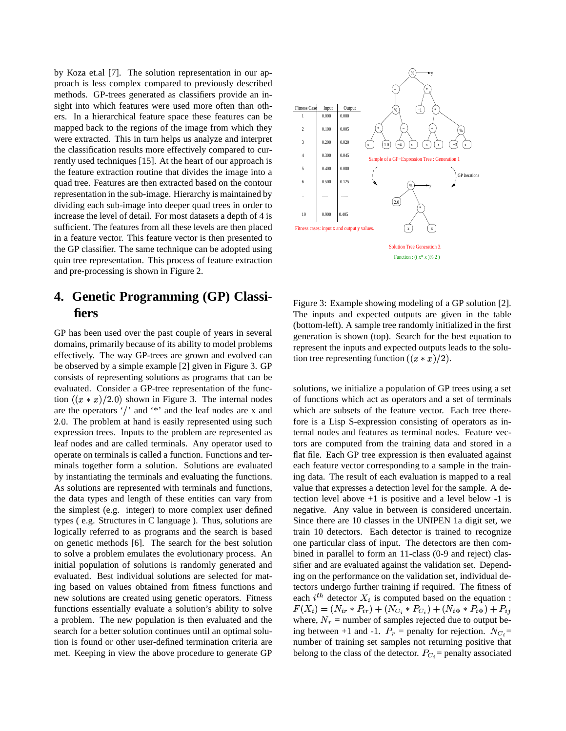by Koza et.al [7]. The solution representation in our approach is less complex compared to previously described methods. GP-trees generated as classifiers provide an insight into which features were used more often than others. In a hierarchical feature space these features can be mapped back to the regions of the image from which they were extracted. This in turn helps us analyze and interpret the classification results more effectively compared to currently used techniques [15]. At the heart of our approach is the feature extraction routine that divides the image into a quad tree. Features are then extracted based on the contour representation in the sub-image. Hierarchy is maintained by dividing each sub-image into deeper quad trees in order to increase the level of detail. For most datasets a depth of 4 is sufficient. The features from all these levels are then placed in a feature vector. This feature vector is then presented to the GP classifier. The same technique can be adopted using quin tree representation. This process of feature extraction and pre-processing is shown in Figure 2.

## 4. Genetic Programming (GP) Classifiers

GP has been used over the past couple of years in several domains, primarily because of its ability to model problems effectively. The way GP-trees are grown and evolved can be observed by a simple example [2] given in Figure 3. GP consists of representing solutions as programs that can be evaluated. Consider a GP-tree representation of the function $((x * x)/2.0)$ shown in Figure 3. The internal nodes are the operators '$/$' and '*' and the leaf nodes are x and 2.0. The problem at hand is easily represented using such expression trees. Inputs to the problem are represented as leaf nodes and are called terminals. Any operator used to operate on terminals is called a function. Functions and terminals together form a solution. Solutions are evaluated by instantiating the terminals and evaluating the functions. As solutions are represented with terminals and functions, the data types and length of these entities can vary from the simplest (e.g. integer) to more complex user defined types ( e.g. Structures in C language ). Thus, solutions are logically referred to as programs and the search is based on genetic methods [6]. The search for the best solution to solve a problem emulates the evolutionary process. An initial population of solutions is randomly generated and evaluated. Best individual solutions are selected for mating based on values obtained from fitness functions and new solutions are created using genetic operators. Fitness functions essentially evaluate a solution's ability to solve a problem. The new population is then evaluated and the search for a better solution continues until an optimal solution is found or other user-defined termination criteria are met. Keeping in view the above procedure to generate GP solutions, we initialize a population of GP trees using a set of functions which act as operators and a set of terminals which are subsets of the feature vector. Each tree therefore is a Lisp S-expression consisting of operators as internal nodes and features as terminal nodes. Feature vectors are computed from the training data and stored in a flat file. Each GP tree expression is then evaluated against each feature vector corresponding to a sample in the training data. The result of each evaluation is mapped to a real value that expresses a detection level for the sample. A detection level above +1 is positive and a level below -1 is negative. Any value in between is considered uncertain. Since there are 10 classes in the UNIPEN 1a digit set, we train 10 detectors. Each detector is trained to recognize one particular class of input. The detectors are then combined in parallel to form an 11-class (0-9 and reject) classifier and are evaluated against the validation set. Depending on the performance on the validation set, individual detectors undergo further training if required. The fitness of each $i^{th}$ detector $X_i$ is computed based on the equation : $F(X_i) = (N_{ir} * P_{ir}) + (N_{C_i} * P_{C_i}) + (N_{i\Phi} * P_{i\Phi}) + P_{ij}$ where, $N_r$ = number of samples rejected due to output being between +1 and -1. $P_r$ = penalty for rejection. $N_{C_i}$= number of training set samples not returning positive that belong to the class of the detector. $P_{C_i}$= penalty associated

| Fitness Case | Input | Output |
|---|---|---|
| 1 | 0.000 | 0.000 |
| 2 | 0.100 | 0.005 |
| 3 | 0.200 | 0.020 |
| 4 | 0.300 | 0.045 |
| 5 | 0.400 | 0.080 |
| 6 | 0.500 | 0.125 |
| .. | ....... | ....... |
| 10 | 0.900 | 0.405 |

Fitness cases: input x and output y values.

Sample of a GP-Expression Tree : Generation 1

GP Iterations

Solution Tree Generation 3.

Function : (( x* x )% 2 )

Figure 3: Example showing modeling of a GP solution [2]. The inputs and expected outputs are given in the table (bottom-left). A sample tree randomly initialized in the first generation is shown (top). Search for the best equation to represent the inputs and expected outputs leads to the solution tree representing function $((x * x)/2)$.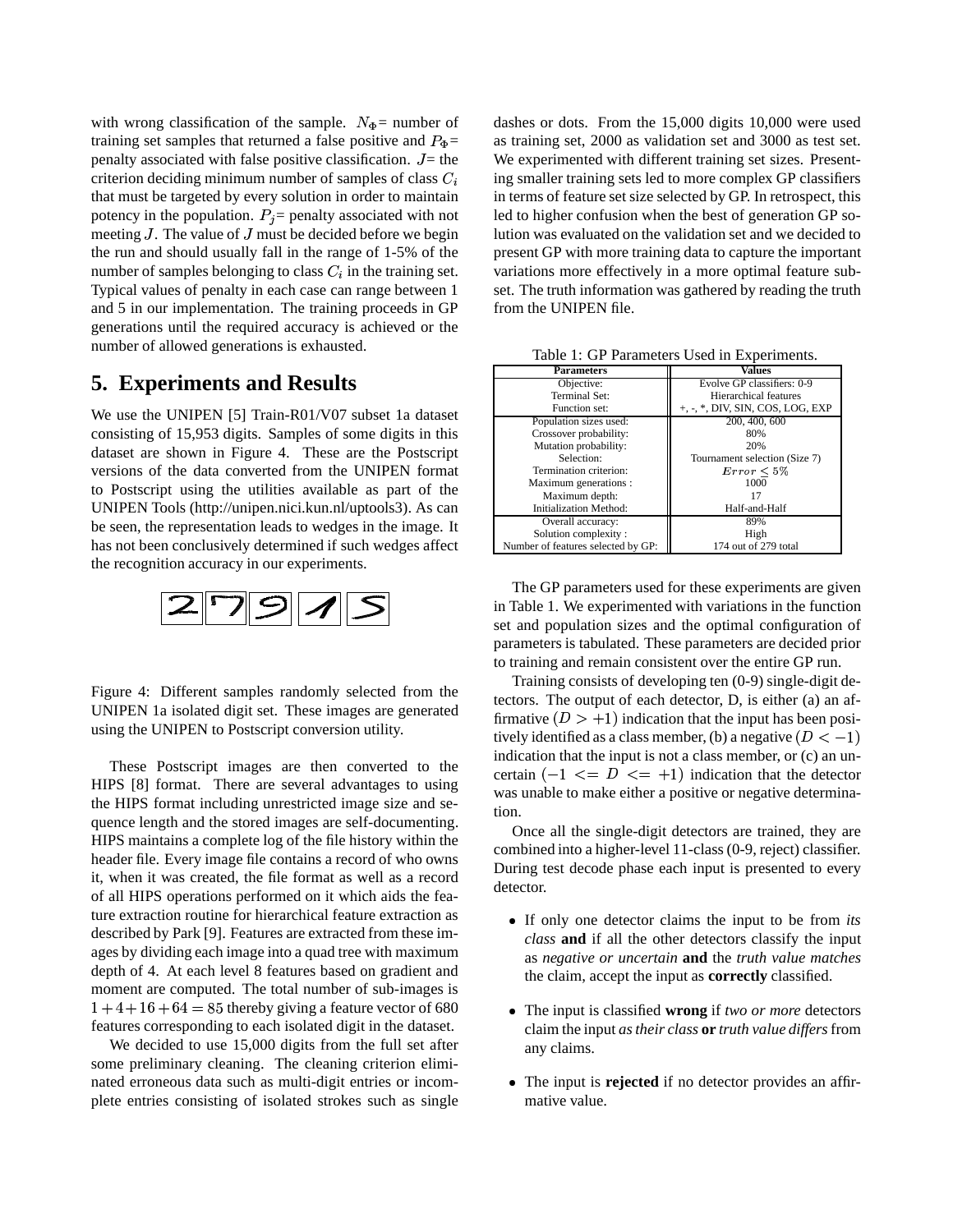with wrong classification of the sample. $N_\Phi$= number of training set samples that returned a false positive and $P_\Phi$= penalty associated with false positive classification. $J$= the criterion deciding minimum number of samples of class $C_i$ that must be targeted by every solution in order to maintain potency in the population. $P_j$= penalty associated with not meeting $J$. The value of $J$ must be decided before we begin the run and should usually fall in the range of 1-5% of the number of samples belonging to class $C_i$ in the training set. Typical values of penalty in each case can range between 1 and 5 in our implementation. The training proceeds in GP generations until the required accuracy is achieved or the number of allowed generations is exhausted.

## 5. Experiments and Results

We use the UNIPEN [5] Train-R01/V07 subset 1a dataset consisting of 15,953 digits. Samples of some digits in this dataset are shown in Figure 4. These are the Postscript versions of the data converted from the UNIPEN format to Postscript using the utilities available as part of the UNIPEN Tools (http://unipen.nici.kun.nl/uptools3). As can be seen, the representation leads to wedges in the image. It has not been conclusively determined if such wedges affect the recognition accuracy in our experiments.

Figure 4: Different samples randomly selected from the UNIPEN 1a isolated digit set. These images are generated using the UNIPEN to Postscript conversion utility.

These Postscript images are then converted to the HIPS [8] format. There are several advantages to using the HIPS format including unrestricted image size and sequence length and the stored images are self-documenting. HIPS maintains a complete log of the file history within the header file. Every image file contains a record of who owns it, when it was created, the file format as well as a record of all HIPS operations performed on it which aids the feature extraction routine for hierarchical feature extraction as described by Park [9]. Features are extracted from these images by dividing each image into a quad tree with maximum depth of 4. At each level 8 features based on gradient and moment are computed. The total number of sub-images is $1+4+16+64 = 85$ thereby giving a feature vector of 680 features corresponding to each isolated digit in the dataset.

We decided to use 15,000 digits from the full set after some preliminary cleaning. The cleaning criterion eliminated erroneous data such as multi-digit entries or incomplete entries consisting of isolated strokes such as single dashes or dots. From the 15,000 digits 10,000 were used as training set, 2000 as validation set and 3000 as test set. We experimented with different training set sizes. Presenting smaller training sets led to more complex GP classifiers in terms of feature set size selected by GP. In retrospect, this led to higher confusion when the best of generation GP solution was evaluated on the validation set and we decided to present GP with more training data to capture the important variations more effectively in a more optimal feature subset. The truth information was gathered by reading the truth from the UNIPEN file.

Table 1: GP Parameters Used in Experiments.

| Parameters | Values |
| --- | --- |
| Objective: | Evolve GP classifiers: 0-9 |
| Terminal Set: | Hierarchical features |
| Function set: | +, -, *, DIV, SIN, COS, LOG, EXP |
| Population sizes used: | 200, 400, 600 |
| Crossover probability: | 80% |
| Mutation probability: | 20% |
| Selection: | Tournament selection (Size 7) |
| Termination criterion: | $Error \leq 5\%$ |
| Maximum generations : | 1000 |
| Maximum depth: | 17 |
| Initialization Method: | Half-and-Half |
| Overall accuracy: | 89% |
| Solution complexity : | High |
| Number of features selected by GP: | 174 out of 279 total |

The GP parameters used for these experiments are given in Table 1. We experimented with variations in the function set and population sizes and the optimal configuration of parameters is tabulated. These parameters are decided prior to training and remain consistent over the entire GP run.

Training consists of developing ten (0-9) single-digit detectors. The output of each detector, D, is either (a) an affirmative $(D > +1)$ indication that the input has been positively identified as a class member, (b) a negative $(D < -1)$ indication that the input is not a class member, or (c) an uncertain $(-1 <= D <= +1)$ indication that the detector was unable to make either a positive or negative determination.

Once all the single-digit detectors are trained, they are combined into a higher-level 11-class (0-9, reject) classifier. During test decode phase each input is presented to every detector.

- If only one detector claims the input to be from *its class* **and** if all the other detectors classify the input as *negative or uncertain* **and** the *truth value matches* the claim, accept the input as **correctly** classified.
- The input is classified **wrong** if *two or more* detectors claim the input *as their class* **or** *truth value differs* from any claims.
- The input is **rejected** if no detector provides an affirmative value.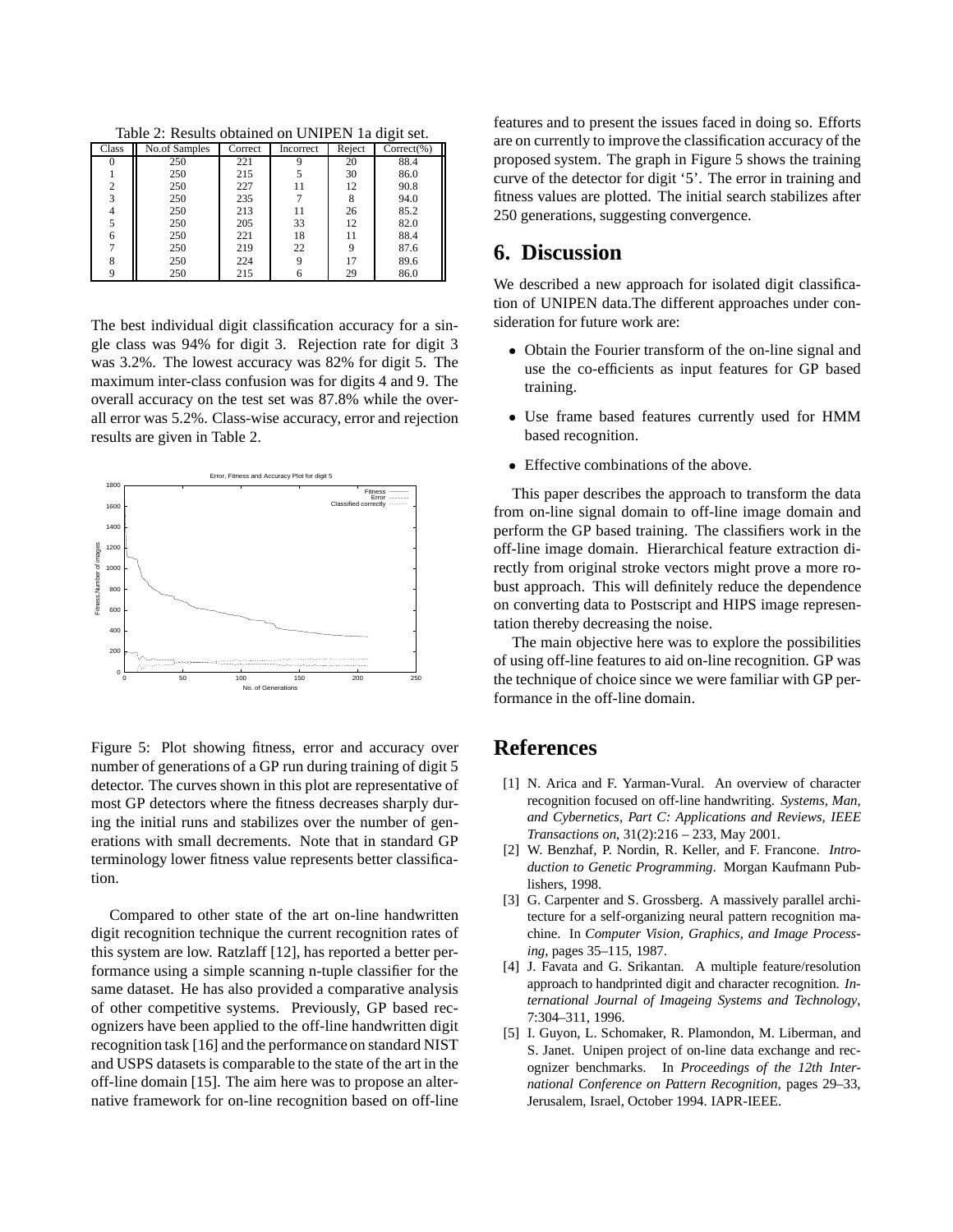Table 2: Results obtained on UNIPEN 1a digit set.

| Class | No.of Samples | Correct | Incorrect | Reject | Correct(%) |
|---|---|---|---|---|---|
| 0 | 250 | 221 | 9 | 20 | 88.4 |
| 1 | 250 | 215 | 5 | 30 | 86.0 |
| 2 | 250 | 227 | 11 | 12 | 90.8 |
| 3 | 250 | 235 | 7 | 8 | 94.0 |
| 4 | 250 | 213 | 11 | 26 | 85.2 |
| 5 | 250 | 205 | 33 | 12 | 82.0 |
| 6 | 250 | 221 | 18 | 11 | 88.4 |
| 7 | 250 | 219 | 22 | 9 | 87.6 |
| 8 | 250 | 224 | 9 | 17 | 89.6 |
| 9 | 250 | 215 | 6 | 29 | 86.0 |

The best individual digit classification accuracy for a single class was 94% for digit 3. Rejection rate for digit 3 was 3.2%. The lowest accuracy was 82% for digit 5. The maximum inter-class confusion was for digits 4 and 9. The overall accuracy on the test set was 87.8% while the overall error was 5.2%. Class-wise accuracy, error and rejection results are given in Table 2.

Figure 5: Plot showing fitness, error and accuracy over number of generations of a GP run during training of digit 5 detector. The curves shown in this plot are representative of most GP detectors where the fitness decreases sharply during the initial runs and stabilizes over the number of generations with small decrements. Note that in standard GP terminology lower fitness value represents better classification.

Compared to other state of the art on-line handwritten digit recognition technique the current recognition rates of this system are low. Ratzlaff [12], has reported a better performance using a simple scanning n-tuple classifier for the same dataset. He has also provided a comparative analysis of other competitive systems. Previously, GP based recognizers have been applied to the off-line handwritten digit recognition task [16] and the performance on standard NIST and USPS datasets is comparable to the state of the art in the off-line domain [15]. The aim here was to propose an alternative framework for on-line recognition based on off-line features and to present the issues faced in doing so. Efforts are on currently to improve the classification accuracy of the proposed system. The graph in Figure 5 shows the training curve of the detector for digit '5'. The error in training and fitness values are plotted. The initial search stabilizes after 250 generations, suggesting convergence.

## 6. Discussion

We described a new approach for isolated digit classification of UNIPEN data.The different approaches under consideration for future work are:

- Obtain the Fourier transform of the on-line signal and use the co-efficients as input features for GP based training.
- Use frame based features currently used for HMM based recognition.
- Effective combinations of the above.

This paper describes the approach to transform the data from on-line signal domain to off-line image domain and perform the GP based training. The classifiers work in the off-line image domain. Hierarchical feature extraction directly from original stroke vectors might prove a more robust approach. This will definitely reduce the dependence on converting data to Postscript and HIPS image representation thereby decreasing the noise.

The main objective here was to explore the possibilities of using off-line features to aid on-line recognition. GP was the technique of choice since we were familiar with GP performance in the off-line domain.

## References

[1] N. Arica and F. Yarman-Vural. An overview of character recognition focused on off-line handwriting. *Systems, Man, and Cybernetics, Part C: Applications and Reviews, IEEE Transactions on*, 31(2):216 – 233, May 2001.

[2] W. Benzhaf, P. Nordin, R. Keller, and F. Francone. *Introduction to Genetic Programming*. Morgan Kaufmann Publishers, 1998.

[3] G. Carpenter and S. Grossberg. A massively parallel architecture for a self-organizing neural pattern recognition machine. In *Computer Vision, Graphics, and Image Processing*, pages 35–115, 1987.

[4] J. Favata and G. Srikantan. A multiple feature/resolution approach to handprinted digit and character recognition. *International Journal of Imageing Systems and Technology*, 7:304–311, 1996.

[5] I. Guyon, L. Schomaker, R. Plamondon, M. Liberman, and S. Janet. Unipen project of on-line data exchange and recognizer benchmarks. In *Proceedings of the 12th International Conference on Pattern Recognition*, pages 29–33, Jerusalem, Israel, October 1994. IAPR-IEEE.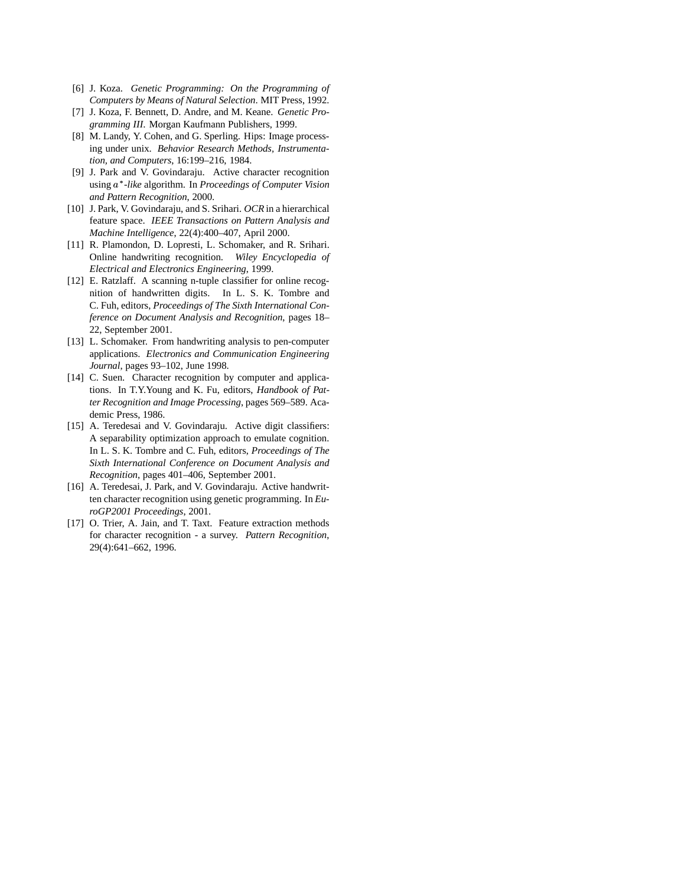[6] J. Koza. *Genetic Programming: On the Programming of Computers by Means of Natural Selection*. MIT Press, 1992.

[7] J. Koza, F. Bennett, D. Andre, and M. Keane. *Genetic Programming III*. Morgan Kaufmann Publishers, 1999.

[8] M. Landy, Y. Cohen, and G. Sperling. Hips: Image processing under unix. *Behavior Research Methods, Instrumentation, and Computers*, 16:199–216, 1984.

[9] J. Park and V. Govindaraju. Active character recognition using *$a^*$-like* algorithm. In *Proceedings of Computer Vision and Pattern Recognition*, 2000.

[10] J. Park, V. Govindaraju, and S. Srihari. *OCR* in a hierarchical feature space. *IEEE Transactions on Pattern Analysis and Machine Intelligence*, 22(4):400–407, April 2000.

[11] R. Plamondon, D. Lopresti, L. Schomaker, and R. Srihari. Online handwriting recognition. *Wiley Encyclopedia of Electrical and Electronics Engineering*, 1999.

[12] E. Ratzlaff. A scanning n-tuple classifier for online recognition of handwritten digits. In L. S. K. Tombre and C. Fuh, editors, *Proceedings of The Sixth International Conference on Document Analysis and Recognition*, pages 18–22, September 2001.

[13] L. Schomaker. From handwriting analysis to pen-computer applications. *Electronics and Communication Engineering Journal*, pages 93–102, June 1998.

[14] C. Suen. Character recognition by computer and applications. In T.Y.Young and K. Fu, editors, *Handbook of Patter Recognition and Image Processing*, pages 569–589. Academic Press, 1986.

[15] A. Teredesai and V. Govindaraju. Active digit classifiers: A separability optimization approach to emulate cognition. In L. S. K. Tombre and C. Fuh, editors, *Proceedings of The Sixth International Conference on Document Analysis and Recognition*, pages 401–406, September 2001.

[16] A. Teredesai, J. Park, and V. Govindaraju. Active handwritten character recognition using genetic programming. In *EuroGP2001 Proceedings*, 2001.

[17] O. Trier, A. Jain, and T. Taxt. Feature extraction methods for character recognition - a survey. *Pattern Recognition*, 29(4):641–662, 1996.